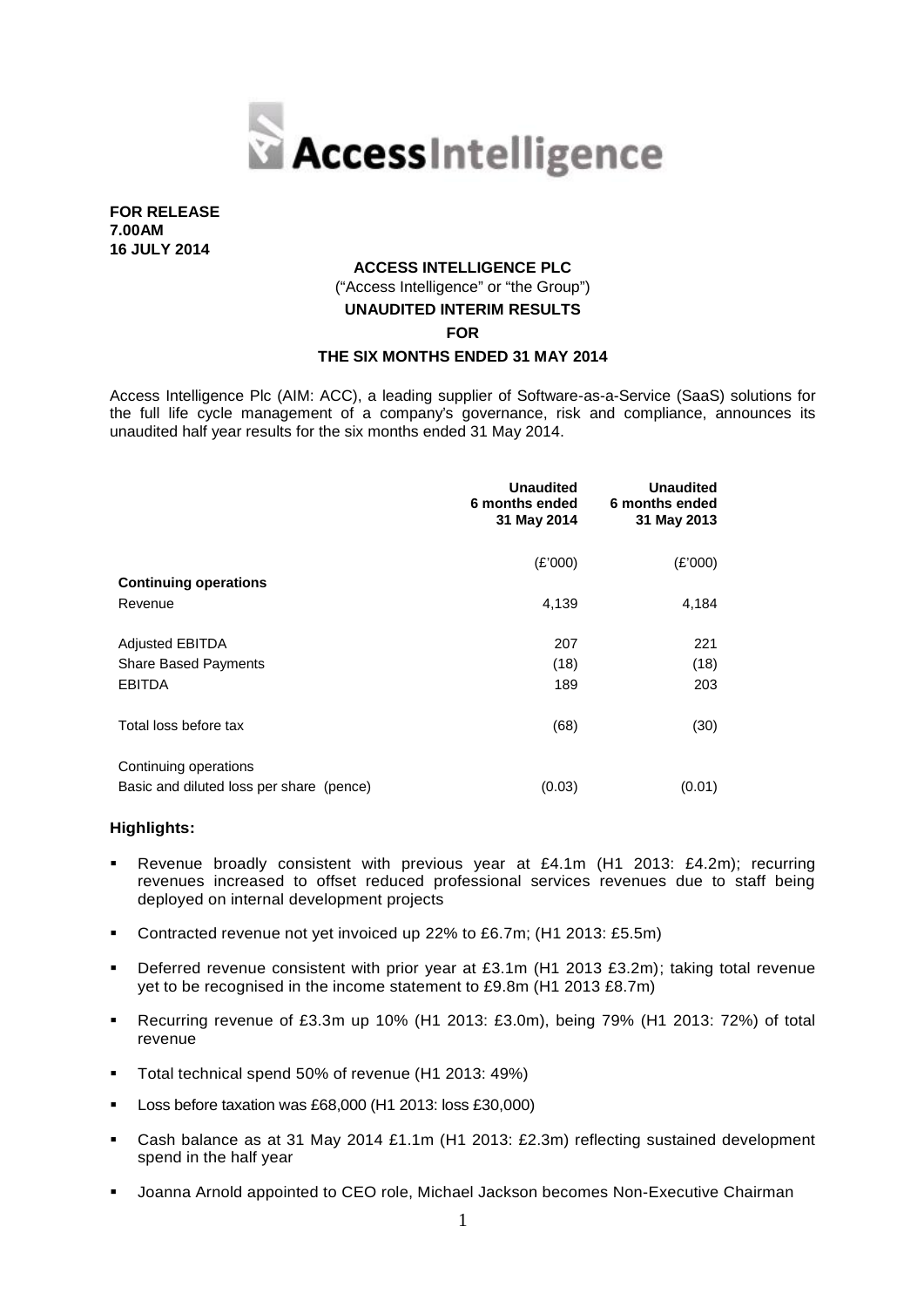**FOR RELEASE**
**7.00AM**
**16 JULY 2014**

**ACCESS INTELLIGENCE PLC**

("Access Intelligence" or "the Group")

**UNAUDITED INTERIM RESULTS**

**FOR**

**THE SIX MONTHS ENDED 31 MAY 2014**

Access Intelligence Plc (AIM: ACC), a leading supplier of Software-as-a-Service (SaaS) solutions for the full life cycle management of a company's governance, risk and compliance, announces its unaudited half year results for the six months ended 31 May 2014.

| | Unaudited 6 months ended 31 May 2014 | Unaudited 6 months ended 31 May 2013 |
|---|---|---|
| | (£'000) | (£'000) |
| **Continuing operations** | | |
| Revenue | 4,139 | 4,184 |
| Adjusted EBITDA | 207 | 221 |
| Share Based Payments | (18) | (18) |
| EBITDA | 189 | 203 |
| Total loss before tax | (68) | (30) |
| Continuing operations | | |
| Basic and diluted loss per share (pence) | (0.03) | (0.01) |

**Highlights:**

- Revenue broadly consistent with previous year at £4.1m (H1 2013: £4.2m); recurring revenues increased to offset reduced professional services revenues due to staff being deployed on internal development projects
- Contracted revenue not yet invoiced up 22% to £6.7m; (H1 2013: £5.5m)
- Deferred revenue consistent with prior year at £3.1m (H1 2013 £3.2m); taking total revenue yet to be recognised in the income statement to £9.8m (H1 2013 £8.7m)
- Recurring revenue of £3.3m up 10% (H1 2013: £3.0m), being 79% (H1 2013: 72%) of total revenue
- Total technical spend 50% of revenue (H1 2013: 49%)
- Loss before taxation was £68,000 (H1 2013: loss £30,000)
- Cash balance as at 31 May 2014 £1.1m (H1 2013: £2.3m) reflecting sustained development spend in the half year
- Joanna Arnold appointed to CEO role, Michael Jackson becomes Non-Executive Chairman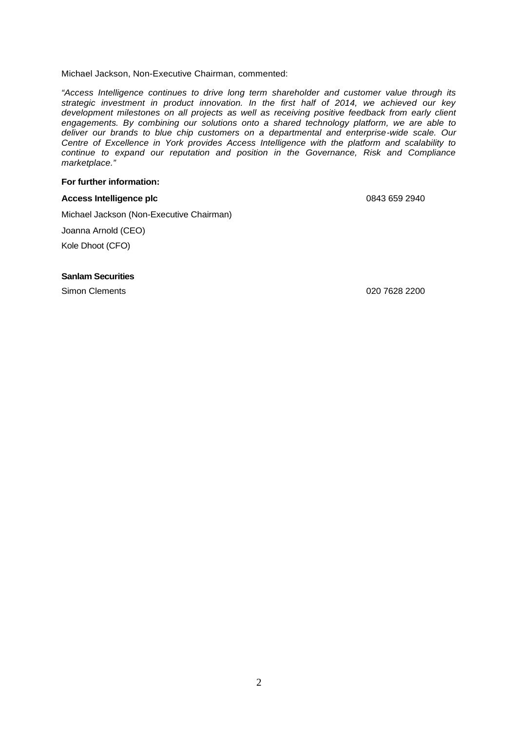Michael Jackson, Non-Executive Chairman, commented:

*"Access Intelligence continues to drive long term shareholder and customer value through its strategic investment in product innovation. In the first half of 2014, we achieved our key development milestones on all projects as well as receiving positive feedback from early client engagements. By combining our solutions onto a shared technology platform, we are able to deliver our brands to blue chip customers on a departmental and enterprise-wide scale. Our Centre of Excellence in York provides Access Intelligence with the platform and scalability to continue to expand our reputation and position in the Governance, Risk and Compliance marketplace."*

**For further information:**

**Access Intelligence plc** 0843 659 2940

Michael Jackson (Non-Executive Chairman)

Joanna Arnold (CEO)

Kole Dhoot (CFO)

**Sanlam Securities**

Simon Clements 020 7628 2200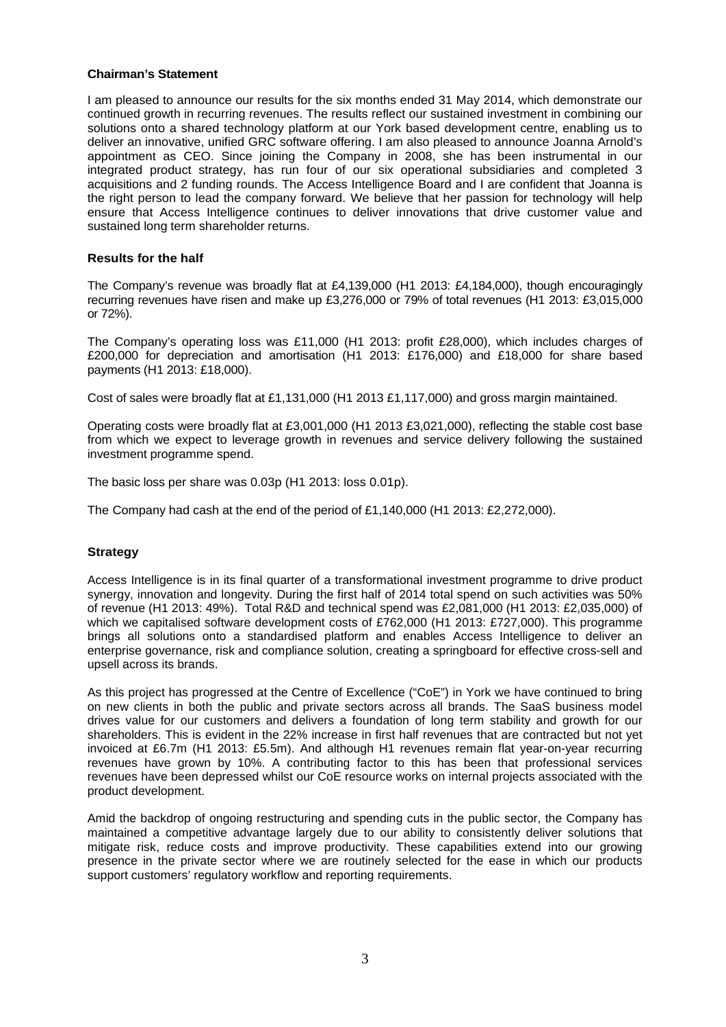### Chairman's Statement

I am pleased to announce our results for the six months ended 31 May 2014, which demonstrate our continued growth in recurring revenues. The results reflect our sustained investment in combining our solutions onto a shared technology platform at our York based development centre, enabling us to deliver an innovative, unified GRC software offering. I am also pleased to announce Joanna Arnold's appointment as CEO. Since joining the Company in 2008, she has been instrumental in our integrated product strategy, has run four of our six operational subsidiaries and completed 3 acquisitions and 2 funding rounds. The Access Intelligence Board and I are confident that Joanna is the right person to lead the company forward. We believe that her passion for technology will help ensure that Access Intelligence continues to deliver innovations that drive customer value and sustained long term shareholder returns.

### Results for the half

The Company's revenue was broadly flat at £4,139,000 (H1 2013: £4,184,000), though encouragingly recurring revenues have risen and make up £3,276,000 or 79% of total revenues (H1 2013: £3,015,000 or 72%).

The Company's operating loss was £11,000 (H1 2013: profit £28,000), which includes charges of £200,000 for depreciation and amortisation (H1 2013: £176,000) and £18,000 for share based payments (H1 2013: £18,000).

Cost of sales were broadly flat at £1,131,000 (H1 2013 £1,117,000) and gross margin maintained.

Operating costs were broadly flat at £3,001,000 (H1 2013 £3,021,000), reflecting the stable cost base from which we expect to leverage growth in revenues and service delivery following the sustained investment programme spend.

The basic loss per share was 0.03p (H1 2013: loss 0.01p).

The Company had cash at the end of the period of £1,140,000 (H1 2013: £2,272,000).

### Strategy

Access Intelligence is in its final quarter of a transformational investment programme to drive product synergy, innovation and longevity. During the first half of 2014 total spend on such activities was 50% of revenue (H1 2013: 49%). Total R&D and technical spend was £2,081,000 (H1 2013: £2,035,000) of which we capitalised software development costs of £762,000 (H1 2013: £727,000). This programme brings all solutions onto a standardised platform and enables Access Intelligence to deliver an enterprise governance, risk and compliance solution, creating a springboard for effective cross-sell and upsell across its brands.

As this project has progressed at the Centre of Excellence ("CoE") in York we have continued to bring on new clients in both the public and private sectors across all brands. The SaaS business model drives value for our customers and delivers a foundation of long term stability and growth for our shareholders. This is evident in the 22% increase in first half revenues that are contracted but not yet invoiced at £6.7m (H1 2013: £5.5m). And although H1 revenues remain flat year-on-year recurring revenues have grown by 10%. A contributing factor to this has been that professional services revenues have been depressed whilst our CoE resource works on internal projects associated with the product development.

Amid the backdrop of ongoing restructuring and spending cuts in the public sector, the Company has maintained a competitive advantage largely due to our ability to consistently deliver solutions that mitigate risk, reduce costs and improve productivity. These capabilities extend into our growing presence in the private sector where we are routinely selected for the ease in which our products support customers' regulatory workflow and reporting requirements.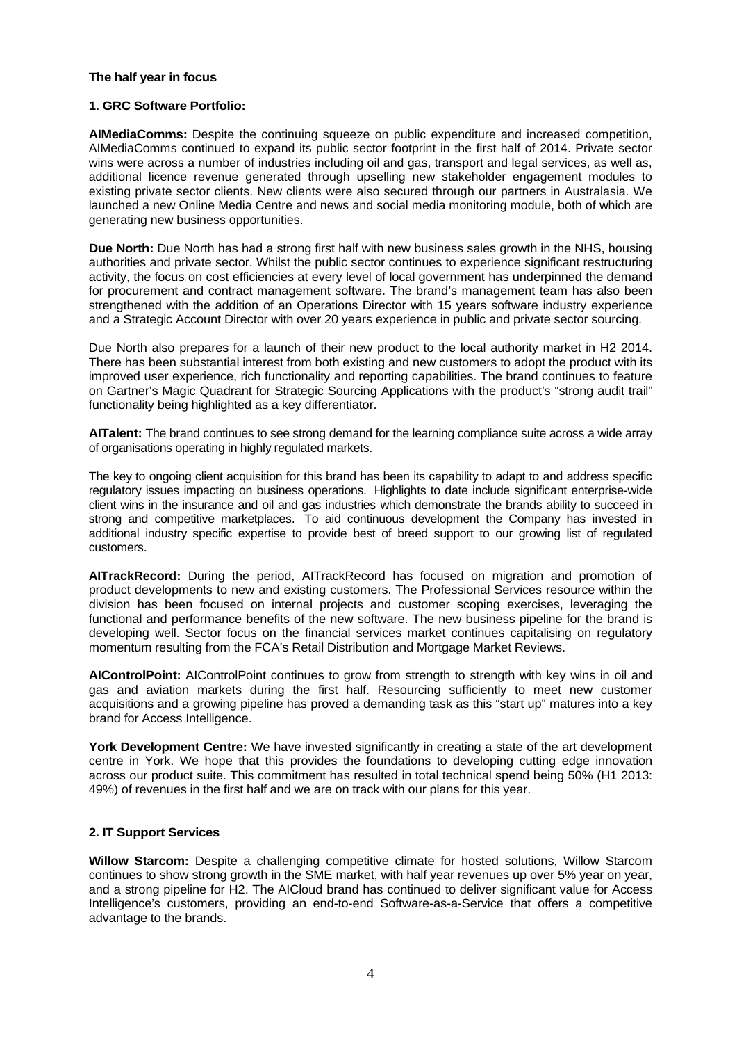**The half year in focus**

**1. GRC Software Portfolio:**

**AIMediaComms:** Despite the continuing squeeze on public expenditure and increased competition, AIMediaComms continued to expand its public sector footprint in the first half of 2014. Private sector wins were across a number of industries including oil and gas, transport and legal services, as well as, additional licence revenue generated through upselling new stakeholder engagement modules to existing private sector clients. New clients were also secured through our partners in Australasia. We launched a new Online Media Centre and news and social media monitoring module, both of which are generating new business opportunities.

**Due North:** Due North has had a strong first half with new business sales growth in the NHS, housing authorities and private sector. Whilst the public sector continues to experience significant restructuring activity, the focus on cost efficiencies at every level of local government has underpinned the demand for procurement and contract management software. The brand's management team has also been strengthened with the addition of an Operations Director with 15 years software industry experience and a Strategic Account Director with over 20 years experience in public and private sector sourcing.

Due North also prepares for a launch of their new product to the local authority market in H2 2014. There has been substantial interest from both existing and new customers to adopt the product with its improved user experience, rich functionality and reporting capabilities. The brand continues to feature on Gartner's Magic Quadrant for Strategic Sourcing Applications with the product's "strong audit trail" functionality being highlighted as a key differentiator.

**AITalent:** The brand continues to see strong demand for the learning compliance suite across a wide array of organisations operating in highly regulated markets.

The key to ongoing client acquisition for this brand has been its capability to adapt to and address specific regulatory issues impacting on business operations. Highlights to date include significant enterprise-wide client wins in the insurance and oil and gas industries which demonstrate the brands ability to succeed in strong and competitive marketplaces. To aid continuous development the Company has invested in additional industry specific expertise to provide best of breed support to our growing list of regulated customers.

**AITrackRecord:** During the period, AITrackRecord has focused on migration and promotion of product developments to new and existing customers. The Professional Services resource within the division has been focused on internal projects and customer scoping exercises, leveraging the functional and performance benefits of the new software. The new business pipeline for the brand is developing well. Sector focus on the financial services market continues capitalising on regulatory momentum resulting from the FCA's Retail Distribution and Mortgage Market Reviews.

**AIControlPoint:** AIControlPoint continues to grow from strength to strength with key wins in oil and gas and aviation markets during the first half. Resourcing sufficiently to meet new customer acquisitions and a growing pipeline has proved a demanding task as this "start up" matures into a key brand for Access Intelligence.

**York Development Centre:** We have invested significantly in creating a state of the art development centre in York. We hope that this provides the foundations to developing cutting edge innovation across our product suite. This commitment has resulted in total technical spend being 50% (H1 2013: 49%) of revenues in the first half and we are on track with our plans for this year.

**2. IT Support Services**

**Willow Starcom:** Despite a challenging competitive climate for hosted solutions, Willow Starcom continues to show strong growth in the SME market, with half year revenues up over 5% year on year, and a strong pipeline for H2. The AICloud brand has continued to deliver significant value for Access Intelligence's customers, providing an end-to-end Software-as-a-Service that offers a competitive advantage to the brands.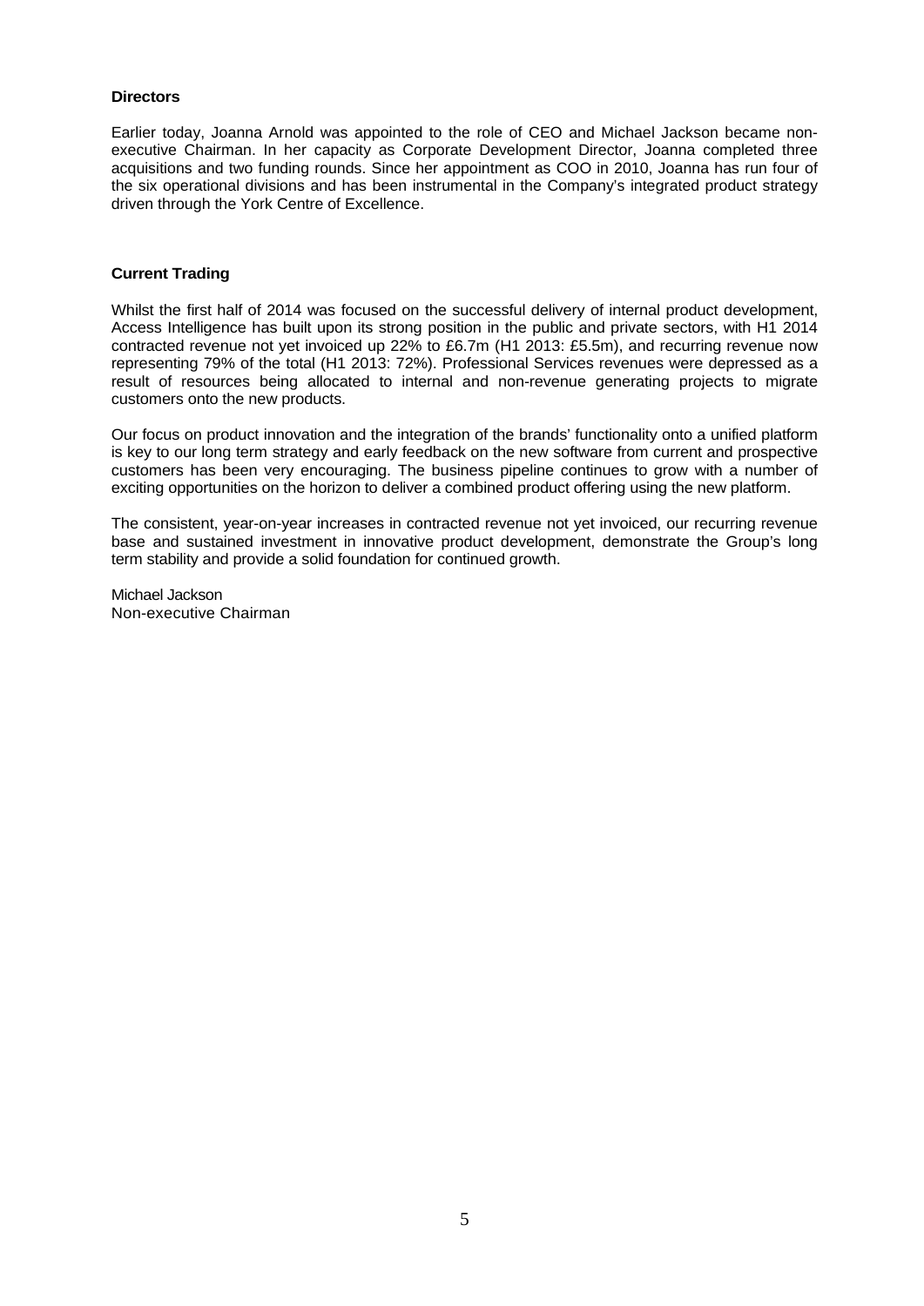**Directors**

Earlier today, Joanna Arnold was appointed to the role of CEO and Michael Jackson became non-executive Chairman. In her capacity as Corporate Development Director, Joanna completed three acquisitions and two funding rounds. Since her appointment as COO in 2010, Joanna has run four of the six operational divisions and has been instrumental in the Company's integrated product strategy driven through the York Centre of Excellence.

**Current Trading**

Whilst the first half of 2014 was focused on the successful delivery of internal product development, Access Intelligence has built upon its strong position in the public and private sectors, with H1 2014 contracted revenue not yet invoiced up 22% to £6.7m (H1 2013: £5.5m), and recurring revenue now representing 79% of the total (H1 2013: 72%). Professional Services revenues were depressed as a result of resources being allocated to internal and non-revenue generating projects to migrate customers onto the new products.

Our focus on product innovation and the integration of the brands' functionality onto a unified platform is key to our long term strategy and early feedback on the new software from current and prospective customers has been very encouraging. The business pipeline continues to grow with a number of exciting opportunities on the horizon to deliver a combined product offering using the new platform.

The consistent, year-on-year increases in contracted revenue not yet invoiced, our recurring revenue base and sustained investment in innovative product development, demonstrate the Group's long term stability and provide a solid foundation for continued growth.

Michael Jackson
Non-executive Chairman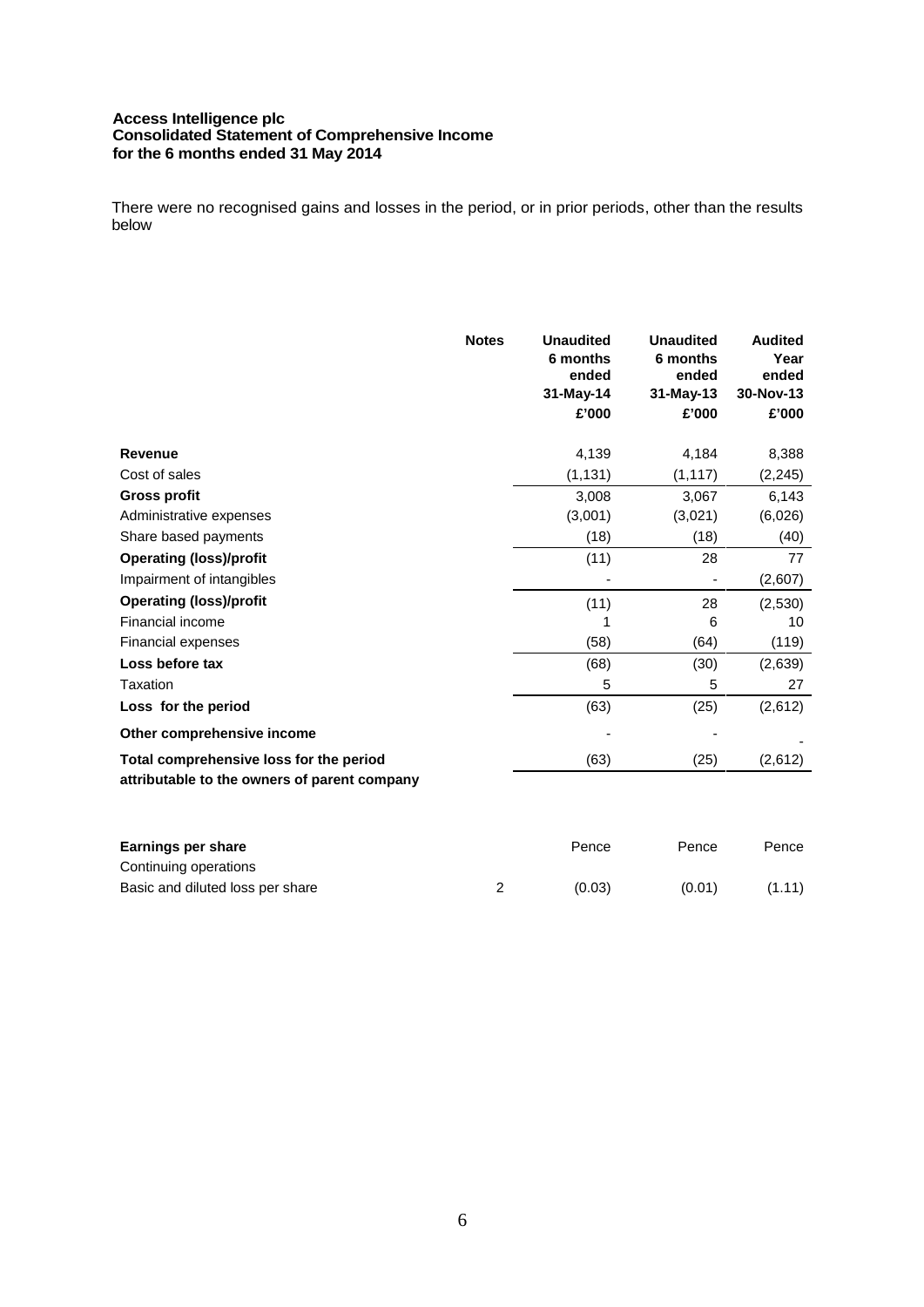**Access Intelligence plc**
**Consolidated Statement of Comprehensive Income**
**for the 6 months ended 31 May 2014**

There were no recognised gains and losses in the period, or in prior periods, other than the results below

| | Notes | Unaudited 6 months ended 31-May-14 £'000 | Unaudited 6 months ended 31-May-13 £'000 | Audited Year ended 30-Nov-13 £'000 |
|---|---|---|---|---|
| **Revenue** | | 4,139 | 4,184 | 8,388 |
| Cost of sales | | (1,131) | (1,117) | (2,245) |
| **Gross profit** | | 3,008 | 3,067 | 6,143 |
| Administrative expenses | | (3,001) | (3,021) | (6,026) |
| Share based payments | | (18) | (18) | (40) |
| **Operating (loss)/profit** | | (11) | 28 | 77 |
| Impairment of intangibles | | - | - | (2,607) |
| **Operating (loss)/profit** | | (11) | 28 | (2,530) |
| Financial income | | 1 | 6 | 10 |
| Financial expenses | | (58) | (64) | (119) |
| **Loss before tax** | | (68) | (30) | (2,639) |
| Taxation | | 5 | 5 | 27 |
| **Loss for the period** | | (63) | (25) | (2,612) |
| **Other comprehensive income** | | - | - | - |
| **Total comprehensive loss for the period attributable to the owners of parent company** | | (63) | (25) | (2,612) |
| | | | | |
| **Earnings per share** | | Pence | Pence | Pence |
| Continuing operations | | | | |
| Basic and diluted loss per share | 2 | (0.03) | (0.01) | (1.11) |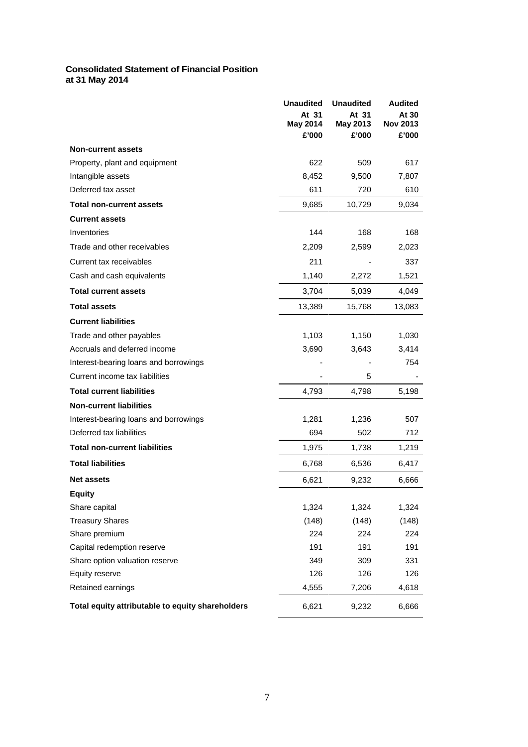**Consolidated Statement of Financial Position**
**at 31 May 2014**

| | Unaudited At 31 May 2014 £'000 | Unaudited At 31 May 2013 £'000 | Audited At 30 Nov 2013 £'000 |
|---|---|---|---|
| **Non-current assets** | | | |
| Property, plant and equipment | 622 | 509 | 617 |
| Intangible assets | 8,452 | 9,500 | 7,807 |
| Deferred tax asset | 611 | 720 | 610 |
| **Total non-current assets** | 9,685 | 10,729 | 9,034 |
| **Current assets** | | | |
| Inventories | 144 | 168 | 168 |
| Trade and other receivables | 2,209 | 2,599 | 2,023 |
| Current tax receivables | 211 | - | 337 |
| Cash and cash equivalents | 1,140 | 2,272 | 1,521 |
| **Total current assets** | 3,704 | 5,039 | 4,049 |
| **Total assets** | 13,389 | 15,768 | 13,083 |
| **Current liabilities** | | | |
| Trade and other payables | 1,103 | 1,150 | 1,030 |
| Accruals and deferred income | 3,690 | 3,643 | 3,414 |
| Interest-bearing loans and borrowings | - | - | 754 |
| Current income tax liabilities | - | 5 | - |
| **Total current liabilities** | 4,793 | 4,798 | 5,198 |
| **Non-current liabilities** | | | |
| Interest-bearing loans and borrowings | 1,281 | 1,236 | 507 |
| Deferred tax liabilities | 694 | 502 | 712 |
| **Total non-current liabilities** | 1,975 | 1,738 | 1,219 |
| **Total liabilities** | 6,768 | 6,536 | 6,417 |
| **Net assets** | 6,621 | 9,232 | 6,666 |
| **Equity** | | | |
| Share capital | 1,324 | 1,324 | 1,324 |
| Treasury Shares | (148) | (148) | (148) |
| Share premium | 224 | 224 | 224 |
| Capital redemption reserve | 191 | 191 | 191 |
| Share option valuation reserve | 349 | 309 | 331 |
| Equity reserve | 126 | 126 | 126 |
| Retained earnings | 4,555 | 7,206 | 4,618 |
| **Total equity attributable to equity shareholders** | 6,621 | 9,232 | 6,666 |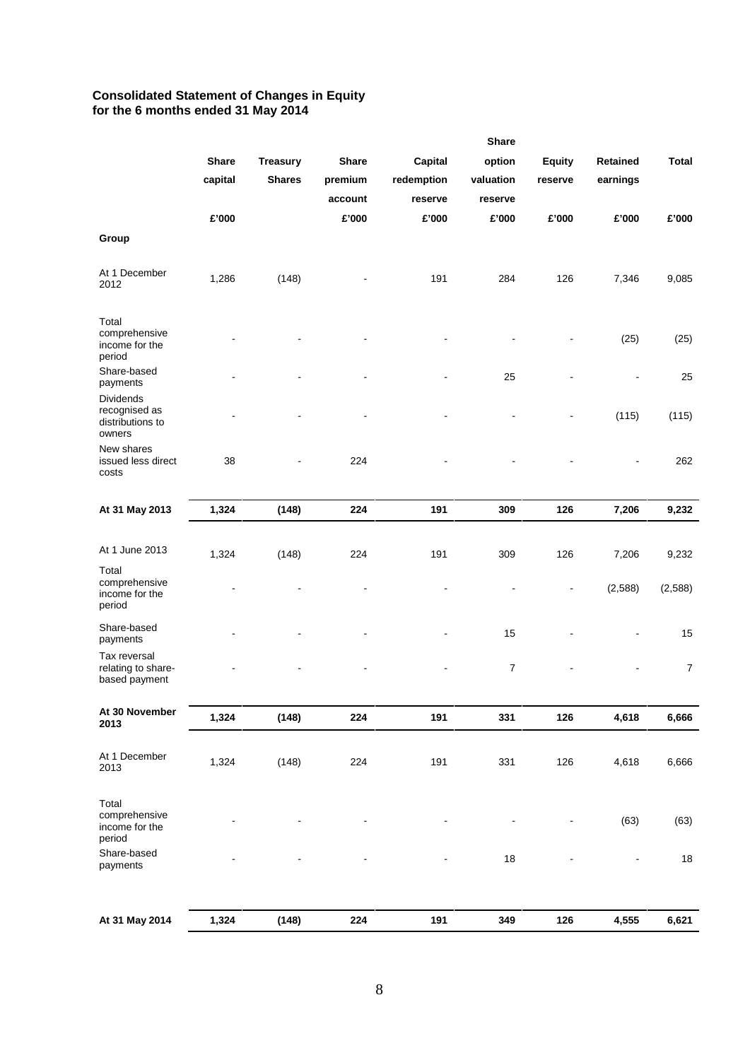**Consolidated Statement of Changes in Equity**
**for the 6 months ended 31 May 2014**

| | Share capital | Treasury Shares | Share premium account | Capital redemption reserve | Share option valuation reserve | Equity reserve | Retained earnings | Total |
|---|---|---|---|---|---|---|---|---|
| | £'000 | | £'000 | £'000 | £'000 | £'000 | £'000 | £'000 |
| **Group** | | | | | | | | |
| At 1 December 2012 | 1,286 | (148) | - | 191 | 284 | 126 | 7,346 | 9,085 |
| Total comprehensive income for the period | - | - | - | - | - | - | (25) | (25) |
| Share-based payments | - | - | - | - | 25 | - | - | 25 |
| Dividends recognised as distributions to owners | - | - | - | - | - | - | (115) | (115) |
| New shares issued less direct costs | 38 | - | 224 | - | - | - | - | 262 |
| **At 31 May 2013** | **1,324** | **(148)** | **224** | **191** | **309** | **126** | **7,206** | **9,232** |
| At 1 June 2013 | 1,324 | (148) | 224 | 191 | 309 | 126 | 7,206 | 9,232 |
| Total comprehensive income for the period | - | - | - | - | - | - | (2,588) | (2,588) |
| Share-based payments | - | - | - | - | 15 | - | - | 15 |
| Tax reversal relating to share-based payment | - | - | - | - | 7 | - | - | 7 |
| **At 30 November 2013** | **1,324** | **(148)** | **224** | **191** | **331** | **126** | **4,618** | **6,666** |
| At 1 December 2013 | 1,324 | (148) | 224 | 191 | 331 | 126 | 4,618 | 6,666 |
| Total comprehensive income for the period | - | - | - | - | - | - | (63) | (63) |
| Share-based payments | - | - | - | - | 18 | - | - | 18 |
| **At 31 May 2014** | **1,324** | **(148)** | **224** | **191** | **349** | **126** | **4,555** | **6,621** |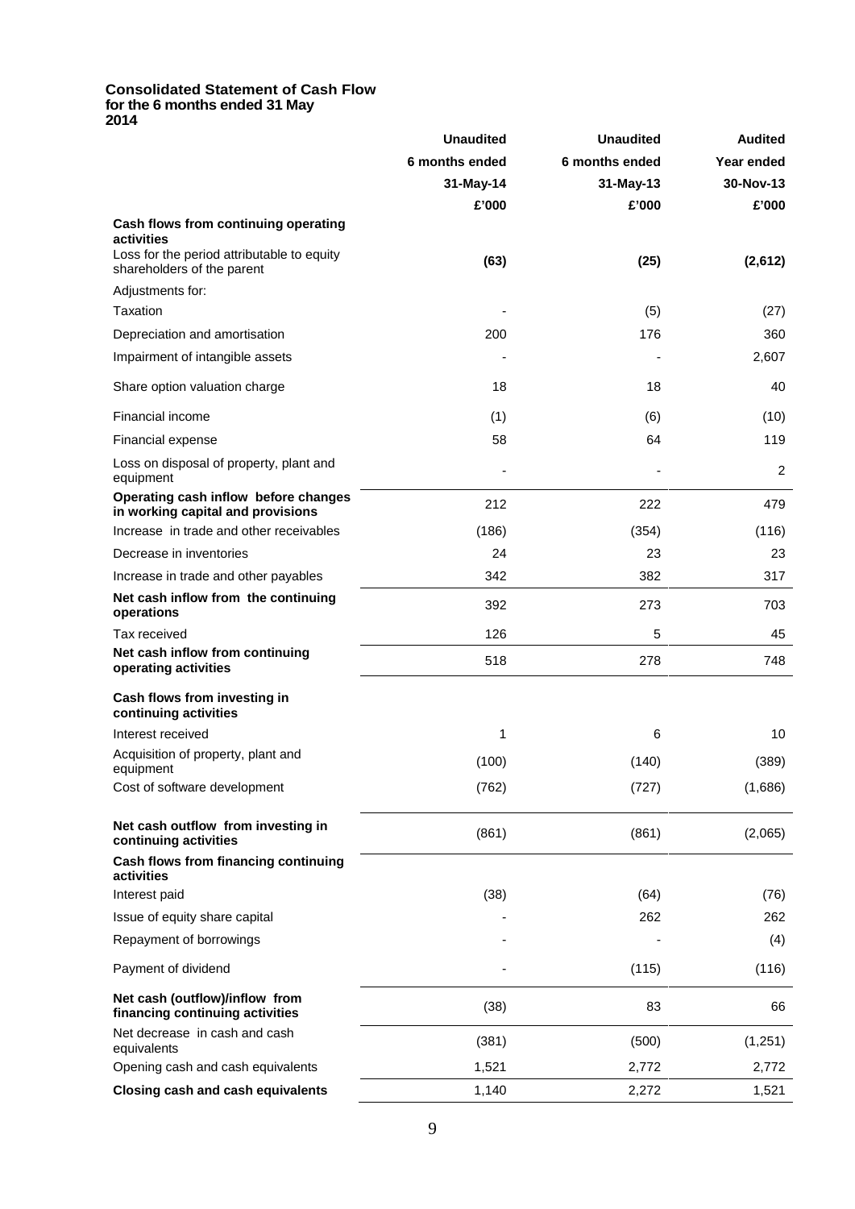**Consolidated Statement of Cash Flow**
**for the 6 months ended 31 May 2014**

| | Unaudited | Unaudited | Audited |
|---|---|---|---|
| | 6 months ended | 6 months ended | Year ended |
| | 31-May-14 | 31-May-13 | 30-Nov-13 |
| | £'000 | £'000 | £'000 |
| **Cash flows from continuing operating activities** | | | |
| Loss for the period attributable to equity shareholders of the parent | **(63)** | **(25)** | **(2,612)** |
| Adjustments for: | | | |
| Taxation | - | (5) | (27) |
| Depreciation and amortisation | 200 | 176 | 360 |
| Impairment of intangible assets | - | - | 2,607 |
| Share option valuation charge | 18 | 18 | 40 |
| Financial income | (1) | (6) | (10) |
| Financial expense | 58 | 64 | 119 |
| Loss on disposal of property, plant and equipment | - | - | 2 |
| **Operating cash inflow before changes in working capital and provisions** | 212 | 222 | 479 |
| Increase in trade and other receivables | (186) | (354) | (116) |
| Decrease in inventories | 24 | 23 | 23 |
| Increase in trade and other payables | 342 | 382 | 317 |
| **Net cash inflow from the continuing operations** | 392 | 273 | 703 |
| Tax received | 126 | 5 | 45 |
| **Net cash inflow from continuing operating activities** | 518 | 278 | 748 |
| **Cash flows from investing in continuing activities** | | | |
| Interest received | 1 | 6 | 10 |
| Acquisition of property, plant and equipment | (100) | (140) | (389) |
| Cost of software development | (762) | (727) | (1,686) |
| **Net cash outflow from investing in continuing activities** | (861) | (861) | (2,065) |
| **Cash flows from financing continuing activities** | | | |
| Interest paid | (38) | (64) | (76) |
| Issue of equity share capital | - | 262 | 262 |
| Repayment of borrowings | - | - | (4) |
| Payment of dividend | - | (115) | (116) |
| **Net cash (outflow)/inflow from financing continuing activities** | (38) | 83 | 66 |
| Net decrease in cash and cash equivalents | (381) | (500) | (1,251) |
| Opening cash and cash equivalents | 1,521 | 2,772 | 2,772 |
| **Closing cash and cash equivalents** | 1,140 | 2,272 | 1,521 |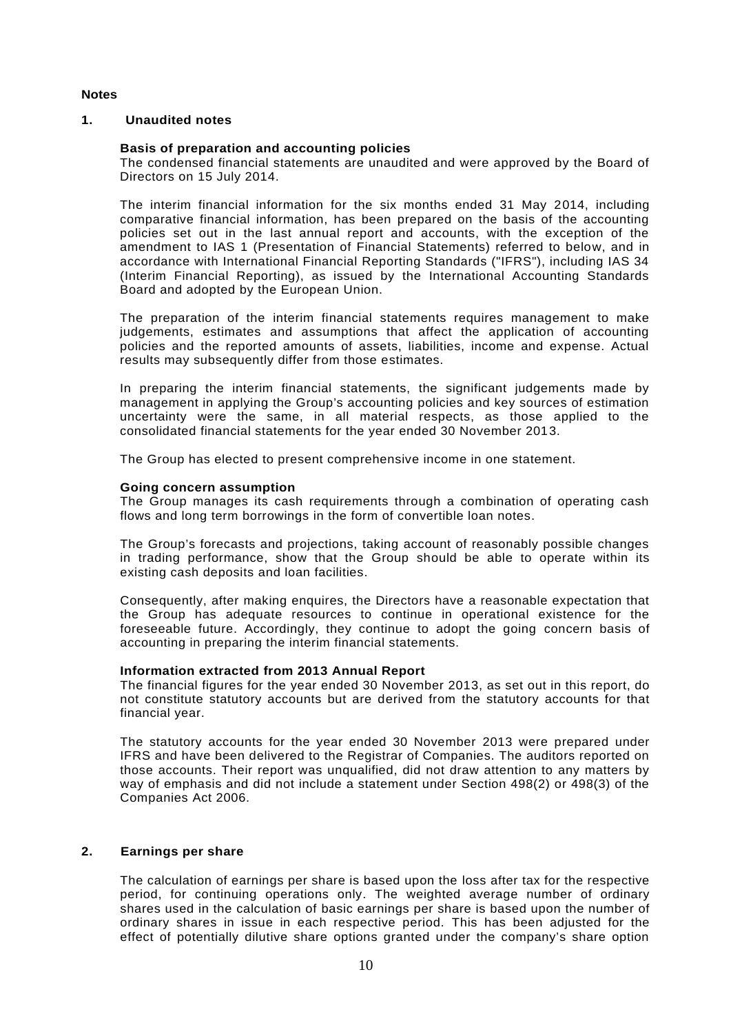**Notes**

## 1. Unaudited notes

**Basis of preparation and accounting policies**

The condensed financial statements are unaudited and were approved by the Board of Directors on 15 July 2014.

The interim financial information for the six months ended 31 May 2014, including comparative financial information, has been prepared on the basis of the accounting policies set out in the last annual report and accounts, with the exception of the amendment to IAS 1 (Presentation of Financial Statements) referred to below, and in accordance with International Financial Reporting Standards ("IFRS"), including IAS 34 (Interim Financial Reporting), as issued by the International Accounting Standards Board and adopted by the European Union.

The preparation of the interim financial statements requires management to make judgements, estimates and assumptions that affect the application of accounting policies and the reported amounts of assets, liabilities, income and expense. Actual results may subsequently differ from those estimates.

In preparing the interim financial statements, the significant judgements made by management in applying the Group's accounting policies and key sources of estimation uncertainty were the same, in all material respects, as those applied to the consolidated financial statements for the year ended 30 November 2013.

The Group has elected to present comprehensive income in one statement.

**Going concern assumption**

The Group manages its cash requirements through a combination of operating cash flows and long term borrowings in the form of convertible loan notes.

The Group's forecasts and projections, taking account of reasonably possible changes in trading performance, show that the Group should be able to operate within its existing cash deposits and loan facilities.

Consequently, after making enquires, the Directors have a reasonable expectation that the Group has adequate resources to continue in operational existence for the foreseeable future. Accordingly, they continue to adopt the going concern basis of accounting in preparing the interim financial statements.

**Information extracted from 2013 Annual Report**

The financial figures for the year ended 30 November 2013, as set out in this report, do not constitute statutory accounts but are derived from the statutory accounts for that financial year.

The statutory accounts for the year ended 30 November 2013 were prepared under IFRS and have been delivered to the Registrar of Companies. The auditors reported on those accounts. Their report was unqualified, did not draw attention to any matters by way of emphasis and did not include a statement under Section 498(2) or 498(3) of the Companies Act 2006.

## 2. Earnings per share

The calculation of earnings per share is based upon the loss after tax for the respective period, for continuing operations only. The weighted average number of ordinary shares used in the calculation of basic earnings per share is based upon the number of ordinary shares in issue in each respective period. This has been adjusted for the effect of potentially dilutive share options granted under the company's share option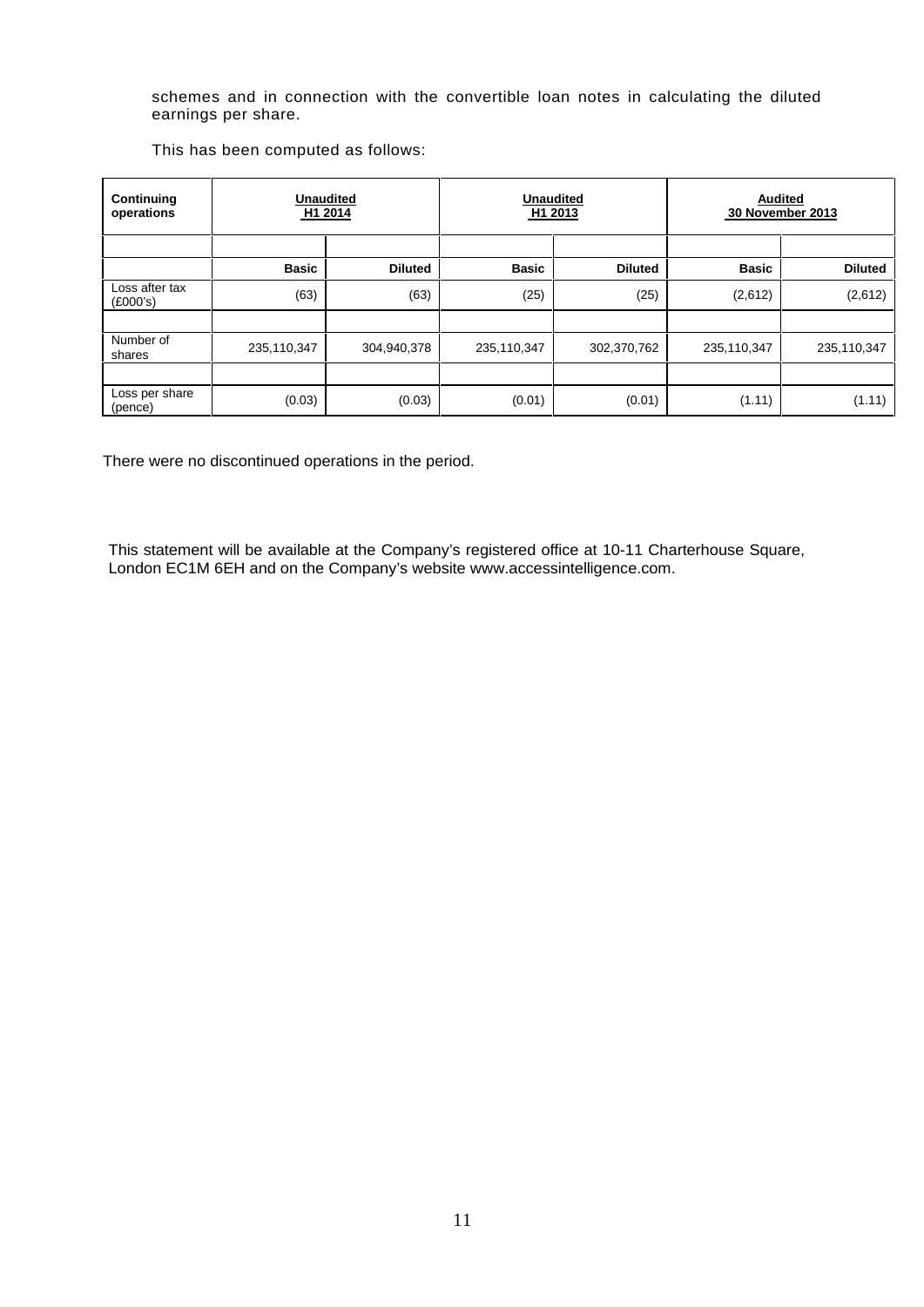schemes and in connection with the convertible loan notes in calculating the diluted earnings per share.

This has been computed as follows:

| **Continuing operations** | **Unaudited H1 2014** | | **Unaudited H1 2013** | | **Audited 30 November 2013** | |
|---|---|---|---|---|---|---|
| | | | | | | |
| | **Basic** | **Diluted** | **Basic** | **Diluted** | **Basic** | **Diluted** |
| Loss after tax (£000's) | (63) | (63) | (25) | (25) | (2,612) | (2,612) |
| | | | | | | |
| Number of shares | 235,110,347 | 304,940,378 | 235,110,347 | 302,370,762 | 235,110,347 | 235,110,347 |
| | | | | | | |
| Loss per share (pence) | (0.03) | (0.03) | (0.01) | (0.01) | (1.11) | (1.11) |

There were no discontinued operations in the period.

This statement will be available at the Company's registered office at 10-11 Charterhouse Square, London EC1M 6EH and on the Company's website www.accessintelligence.com.